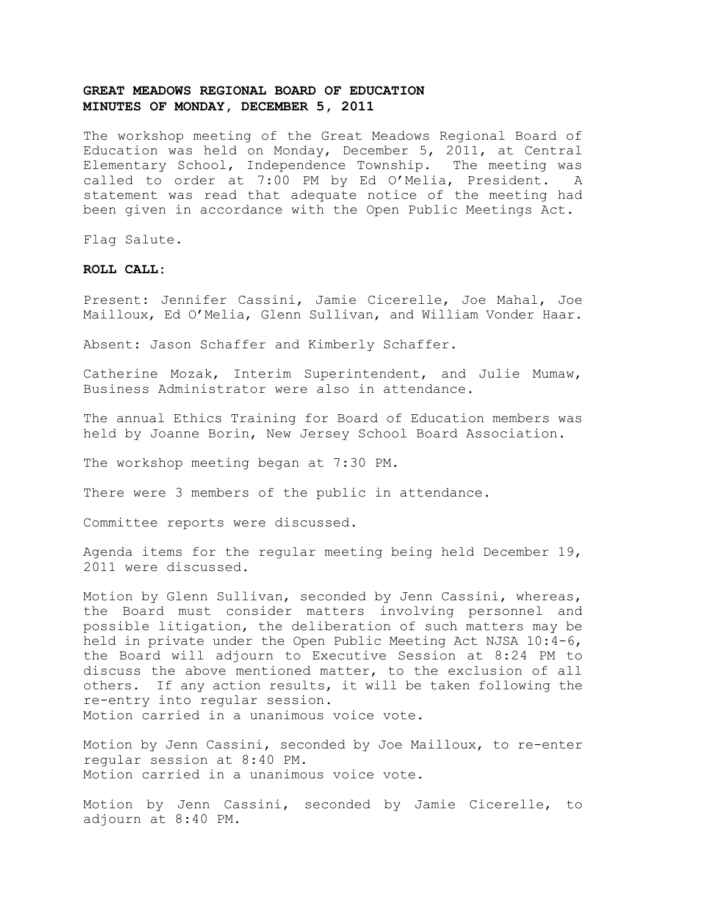**GREAT MEADOWS REGIONAL BOARD OF EDUCATION**
**MINUTES OF MONDAY, DECEMBER 5, 2011**

The workshop meeting of the Great Meadows Regional Board of Education was held on Monday, December 5, 2011, at Central Elementary School, Independence Township. The meeting was called to order at 7:00 PM by Ed O'Melia, President. A statement was read that adequate notice of the meeting had been given in accordance with the Open Public Meetings Act.

Flag Salute.

**ROLL CALL:**

Present: Jennifer Cassini, Jamie Cicerelle, Joe Mahal, Joe Mailloux, Ed O'Melia, Glenn Sullivan, and William Vonder Haar.

Absent: Jason Schaffer and Kimberly Schaffer.

Catherine Mozak, Interim Superintendent, and Julie Mumaw, Business Administrator were also in attendance.

The annual Ethics Training for Board of Education members was held by Joanne Borin, New Jersey School Board Association.

The workshop meeting began at 7:30 PM.

There were 3 members of the public in attendance.

Committee reports were discussed.

Agenda items for the regular meeting being held December 19, 2011 were discussed.

Motion by Glenn Sullivan, seconded by Jenn Cassini, whereas, the Board must consider matters involving personnel and possible litigation, the deliberation of such matters may be held in private under the Open Public Meeting Act NJSA 10:4-6, the Board will adjourn to Executive Session at 8:24 PM to discuss the above mentioned matter, to the exclusion of all others. If any action results, it will be taken following the re-entry into regular session.
Motion carried in a unanimous voice vote.

Motion by Jenn Cassini, seconded by Joe Mailloux, to re-enter regular session at 8:40 PM.
Motion carried in a unanimous voice vote.

Motion by Jenn Cassini, seconded by Jamie Cicerelle, to adjourn at 8:40 PM.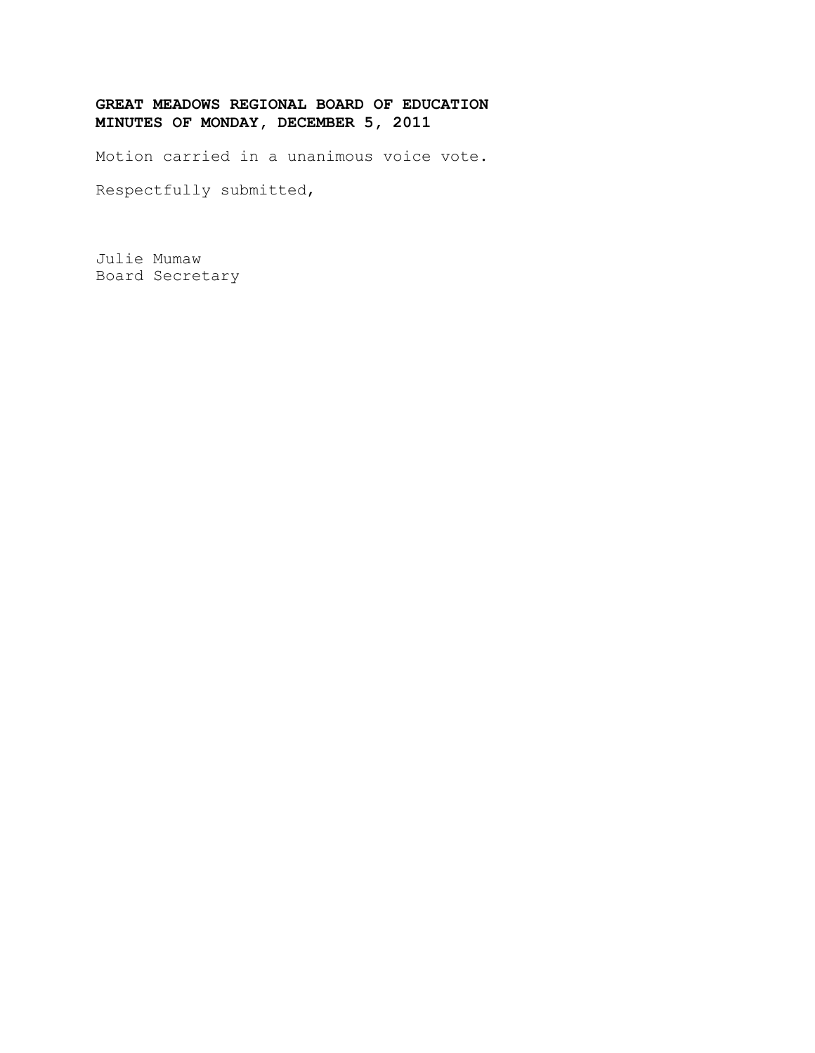Motion carried in a unanimous voice vote.

Respectfully submitted,

Julie Mumaw
Board Secretary